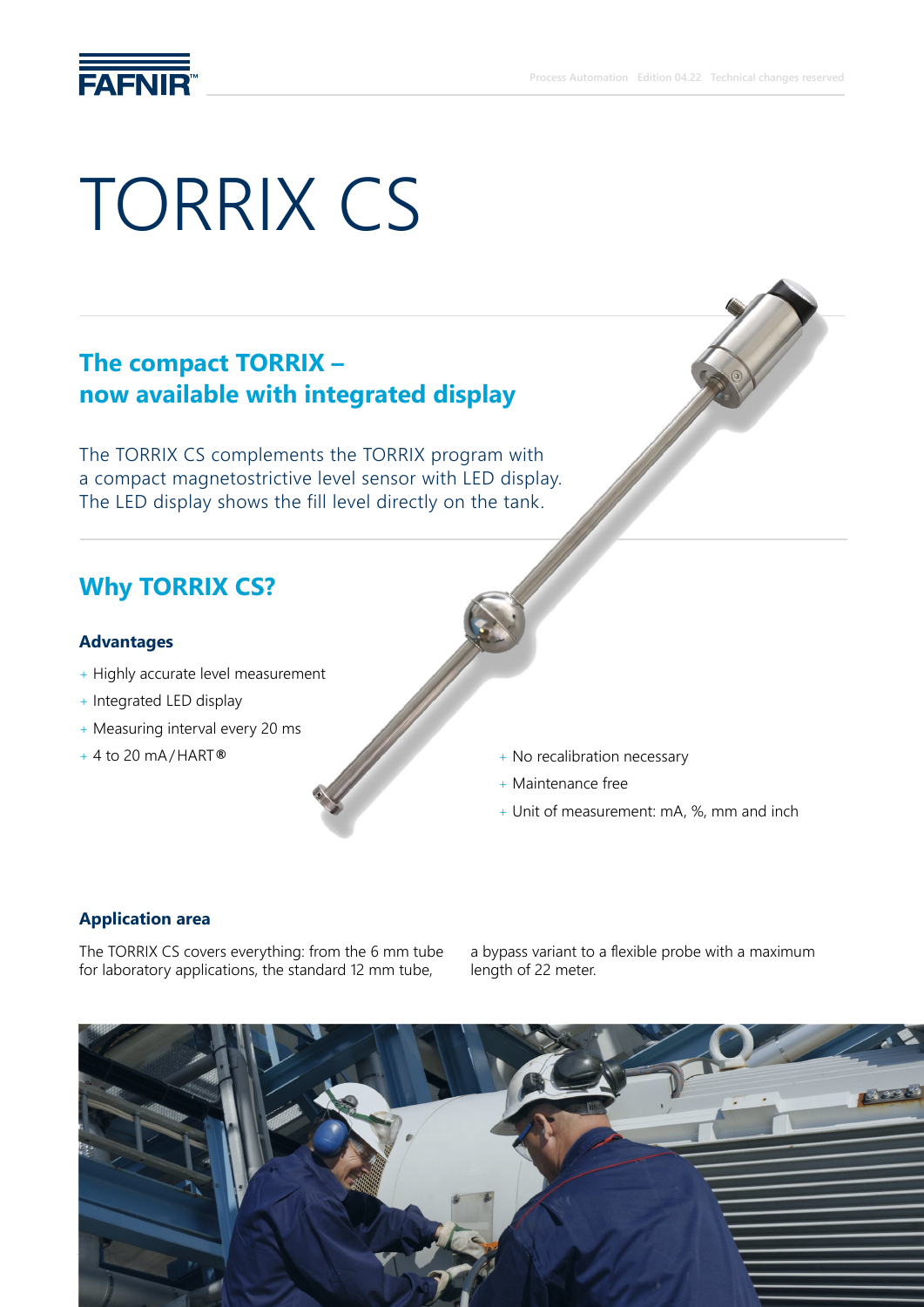# TORRIX CS

## The compact TORRIX – now available with integrated display

The TORRIX CS complements the TORRIX program with a compact magnetostrictive level sensor with LED display. The LED display shows the fill level directly on the tank.

## Why TORRIX CS?

### Advantages

- Highly accurate level measurement
- Integrated LED display
- Measuring interval every 20 ms
- 4 to 20 mA / HART®
- No recalibration necessary
- Maintenance free
- Unit of measurement: mA, %, mm and inch

### Application area

The TORRIX CS covers everything: from the 6 mm tube for laboratory applications, the standard 12 mm tube, a bypass variant to a flexible probe with a maximum length of 22 meter.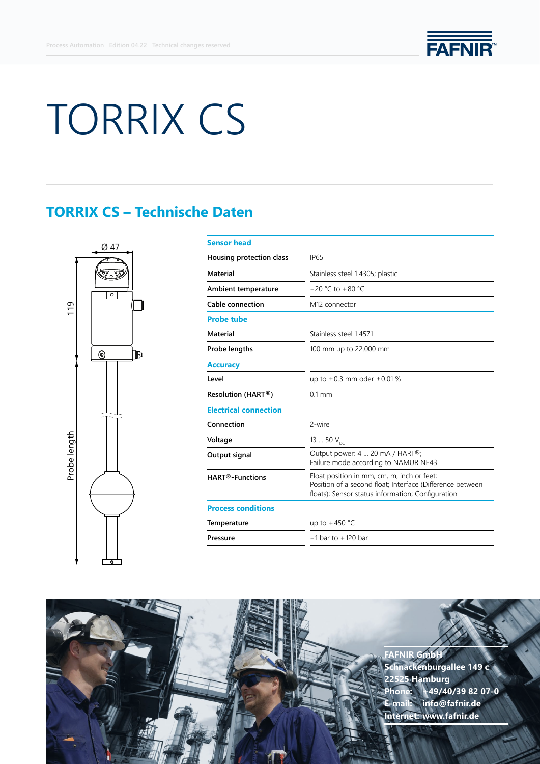# TORRIX CS

## TORRIX CS – Technische Daten

Ø 47

119

Probe length

| | |
|---|---|
| **Sensor head** | |
| Housing protection class | IP65 |
| Material | Stainless steel 1.4305; plastic |
| Ambient temperature | −20 °C to +80 °C |
| Cable connection | M12 connector |
| **Probe tube** | |
| Material | Stainless steel 1.4571 |
| Probe lengths | 100 mm up to 22.000 mm |
| **Accuracy** | |
| Level | up to ±0.3 mm oder ±0.01 % |
| Resolution (HART®) | 0.1 mm |
| **Electrical connection** | |
| Connection | 2-wire |
| Voltage | 13 … 50 $V_{DC}$ |
| Output signal | Output power: 4 … 20 mA / HART®; Failure mode according to NAMUR NE43 |
| HART®-Functions | Float position in mm, cm, m, inch or feet; Position of a second float; Interface (Difference between floats); Sensor status information; Configuration |
| **Process conditions** | |
| Temperature | up to +450 °C |
| Pressure | −1 bar to +120 bar |

**FAFNIR GmbH**
**Schnackenburgallee 149 c**
**22525 Hamburg**
**Phone: +49/40/39 82 07-0**
**E-mail: info@fafnir.de**
**Internet: www.fafnir.de**